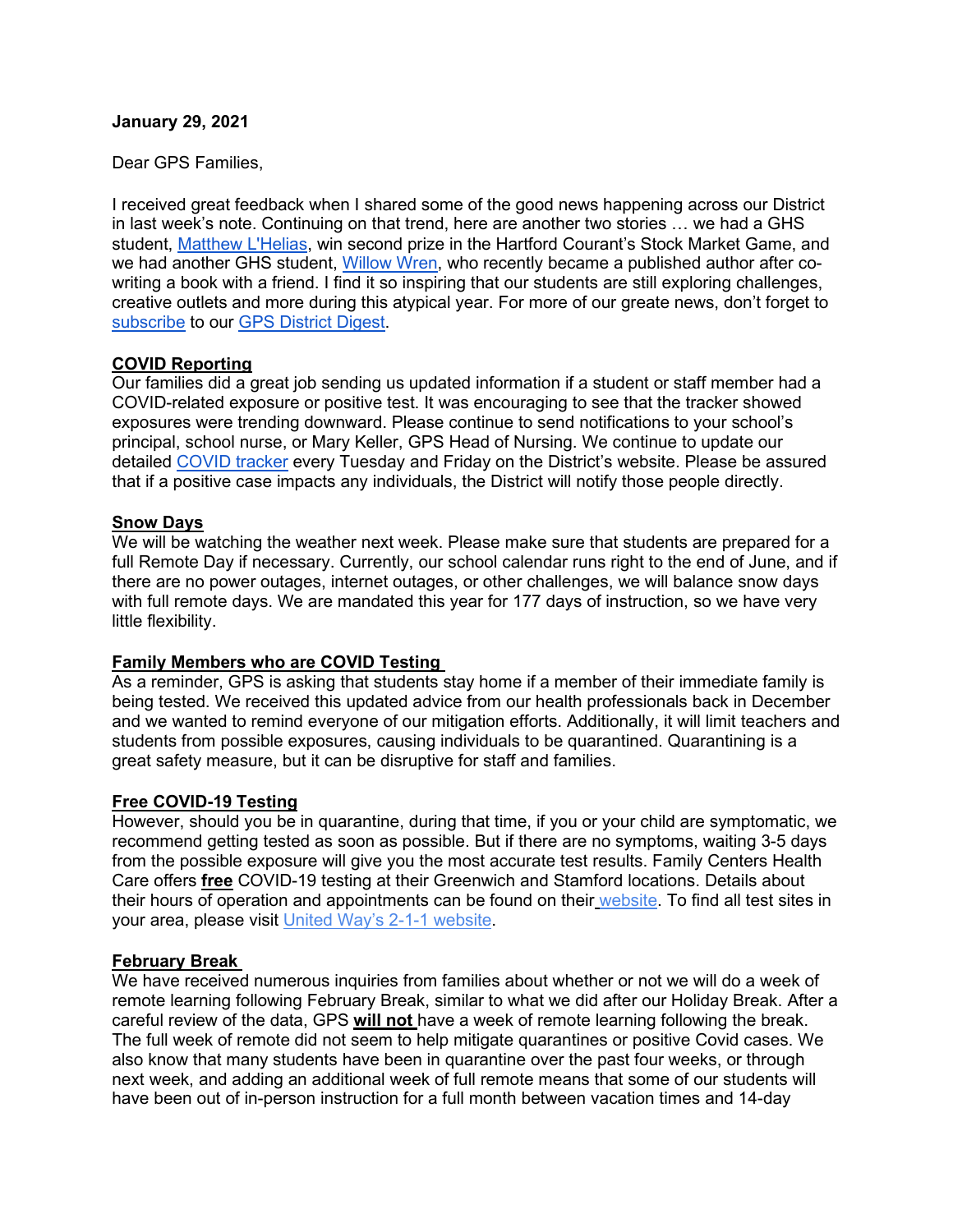**January 29, 2021**

Dear GPS Families,

I received great feedback when I shared some of the good news happening across our District in last week's note. Continuing on that trend, here are another two stories … we had a GHS student, Matthew L'Helias, win second prize in the Hartford Courant's Stock Market Game, and we had another GHS student, Willow Wren, who recently became a published author after co-writing a book with a friend. I find it so inspiring that our students are still exploring challenges, creative outlets and more during this atypical year. For more of our greate news, don't forget to subscribe to our GPS District Digest.

**COVID Reporting**

Our families did a great job sending us updated information if a student or staff member had a COVID-related exposure or positive test. It was encouraging to see that the tracker showed exposures were trending downward. Please continue to send notifications to your school's principal, school nurse, or Mary Keller, GPS Head of Nursing. We continue to update our detailed COVID tracker every Tuesday and Friday on the District's website. Please be assured that if a positive case impacts any individuals, the District will notify those people directly.

**Snow Days**

We will be watching the weather next week. Please make sure that students are prepared for a full Remote Day if necessary. Currently, our school calendar runs right to the end of June, and if there are no power outages, internet outages, or other challenges, we will balance snow days with full remote days. We are mandated this year for 177 days of instruction, so we have very little flexibility.

**Family Members who are COVID Testing**

As a reminder, GPS is asking that students stay home if a member of their immediate family is being tested. We received this updated advice from our health professionals back in December and we wanted to remind everyone of our mitigation efforts. Additionally, it will limit teachers and students from possible exposures, causing individuals to be quarantined. Quarantining is a great safety measure, but it can be disruptive for staff and families.

**Free COVID-19 Testing**

However, should you be in quarantine, during that time, if you or your child are symptomatic, we recommend getting tested as soon as possible. But if there are no symptoms, waiting 3-5 days from the possible exposure will give you the most accurate test results. Family Centers Health Care offers **free** COVID-19 testing at their Greenwich and Stamford locations. Details about their hours of operation and appointments can be found on their website. To find all test sites in your area, please visit United Way's 2-1-1 website.

**February Break**

We have received numerous inquiries from families about whether or not we will do a week of remote learning following February Break, similar to what we did after our Holiday Break. After a careful review of the data, GPS **will not** have a week of remote learning following the break. The full week of remote did not seem to help mitigate quarantines or positive Covid cases. We also know that many students have been in quarantine over the past four weeks, or through next week, and adding an additional week of full remote means that some of our students will have been out of in-person instruction for a full month between vacation times and 14-day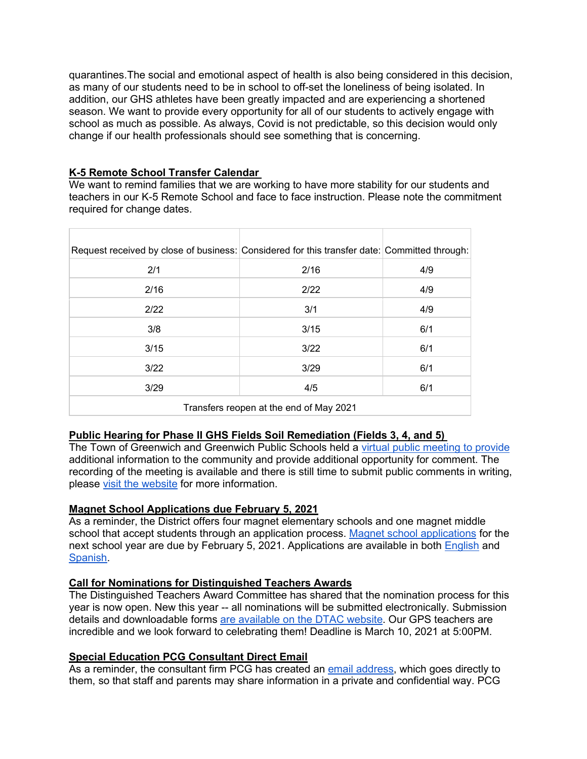quarantines.The social and emotional aspect of health is also being considered in this decision, as many of our students need to be in school to off-set the loneliness of being isolated. In addition, our GHS athletes have been greatly impacted and are experiencing a shortened season. We want to provide every opportunity for all of our students to actively engage with school as much as possible. As always, Covid is not predictable, so this decision would only change if our health professionals should see something that is concerning.

**K-5 Remote School Transfer Calendar**

We want to remind families that we are working to have more stability for our students and teachers in our K-5 Remote School and face to face instruction. Please note the commitment required for change dates.

| Request received by close of business: | Considered for this transfer date: | Committed through: |
|---|---|---|
| 2/1 | 2/16 | 4/9 |
| 2/16 | 2/22 | 4/9 |
| 2/22 | 3/1 | 4/9 |
| 3/8 | 3/15 | 6/1 |
| 3/15 | 3/22 | 6/1 |
| 3/22 | 3/29 | 6/1 |
| 3/29 | 4/5 | 6/1 |
| Transfers reopen at the end of May 2021 | | |

**Public Hearing for Phase II GHS Fields Soil Remediation (Fields 3, 4, and 5)**

The Town of Greenwich and Greenwich Public Schools held a virtual public meeting to provide additional information to the community and provide additional opportunity for comment. The recording of the meeting is available and there is still time to submit public comments in writing, please visit the website for more information.

**Magnet School Applications due February 5, 2021**

As a reminder, the District offers four magnet elementary schools and one magnet middle school that accept students through an application process. Magnet school applications for the next school year are due by February 5, 2021. Applications are available in both English and Spanish.

**Call for Nominations for Distinguished Teachers Awards**

The Distinguished Teachers Award Committee has shared that the nomination process for this year is now open. New this year -- all nominations will be submitted electronically. Submission details and downloadable forms are available on the DTAC website. Our GPS teachers are incredible and we look forward to celebrating them! Deadline is March 10, 2021 at 5:00PM.

**Special Education PCG Consultant Direct Email**

As a reminder, the consultant firm PCG has created an email address, which goes directly to them, so that staff and parents may share information in a private and confidential way. PCG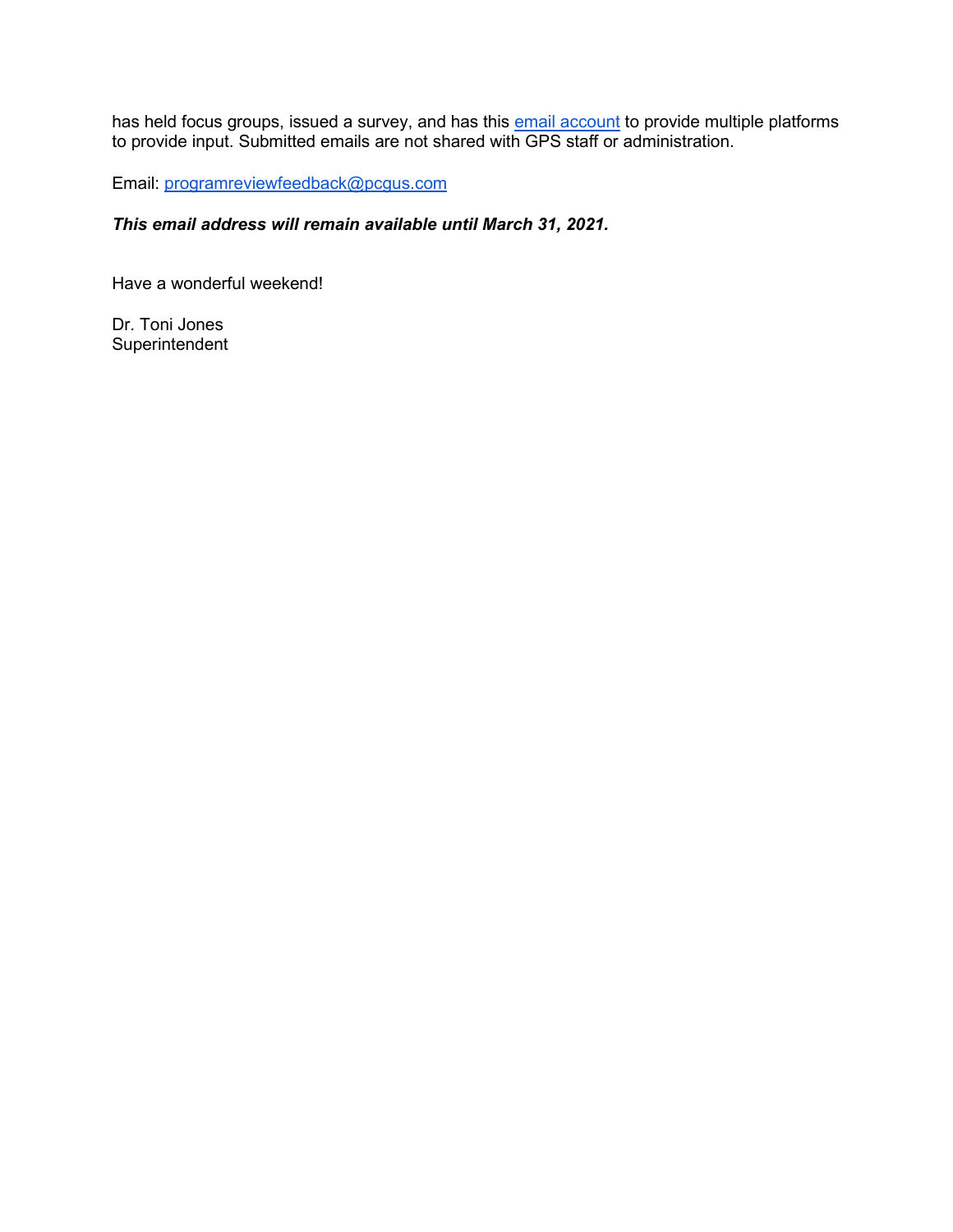has held focus groups, issued a survey, and has this [email account](mailto:programreviewfeedback@pcgus.com) to provide multiple platforms to provide input. Submitted emails are not shared with GPS staff or administration.

Email: [programreviewfeedback@pcgus.com](mailto:programreviewfeedback@pcgus.com)

***This email address will remain available until March 31, 2021.***

Have a wonderful weekend!

Dr. Toni Jones
Superintendent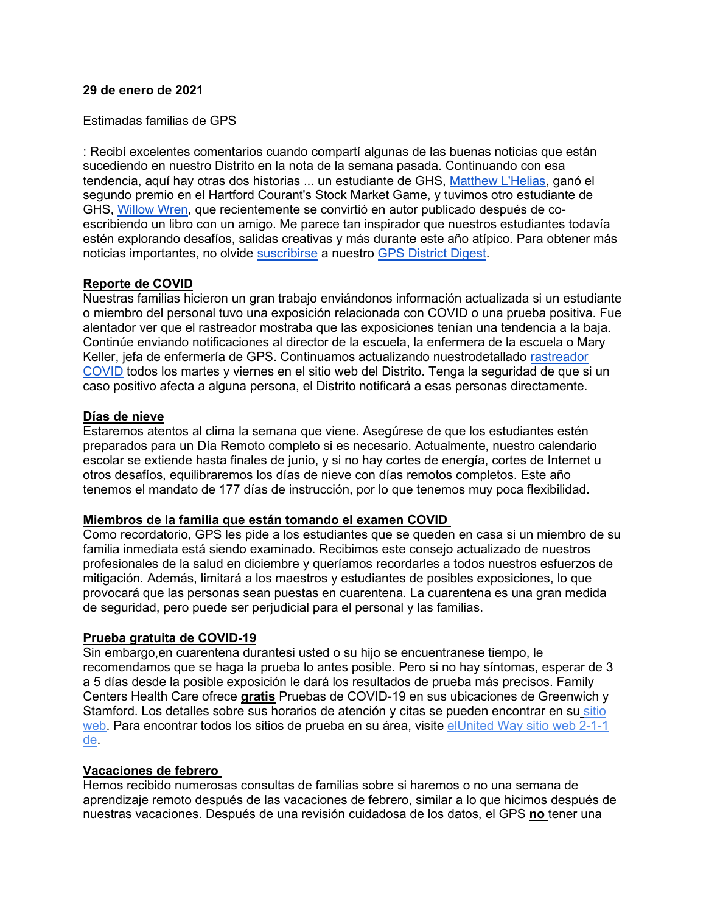**29 de enero de 2021**

Estimadas familias de GPS

: Recibí excelentes comentarios cuando compartí algunas de las buenas noticias que están sucediendo en nuestro Distrito en la nota de la semana pasada. Continuando con esa tendencia, aquí hay otras dos historias ... un estudiante de GHS, Matthew L'Helias, ganó el segundo premio en el Hartford Courant's Stock Market Game, y tuvimos otro estudiante de GHS, Willow Wren, que recientemente se convirtió en autor publicado después de co-escribiendo un libro con un amigo. Me parece tan inspirador que nuestros estudiantes todavía estén explorando desafíos, salidas creativas y más durante este año atípico. Para obtener más noticias importantes, no olvide suscribirse a nuestro GPS District Digest.

**Reporte de COVID**

Nuestras familias hicieron un gran trabajo enviándonos información actualizada si un estudiante o miembro del personal tuvo una exposición relacionada con COVID o una prueba positiva. Fue alentador ver que el rastreador mostraba que las exposiciones tenían una tendencia a la baja. Continúe enviando notificaciones al director de la escuela, la enfermera de la escuela o Mary Keller, jefa de enfermería de GPS. Continuamos actualizando nuestrodetallado rastreador COVID todos los martes y viernes en el sitio web del Distrito. Tenga la seguridad de que si un caso positivo afecta a alguna persona, el Distrito notificará a esas personas directamente.

**Días de nieve**

Estaremos atentos al clima la semana que viene. Asegúrese de que los estudiantes estén preparados para un Día Remoto completo si es necesario. Actualmente, nuestro calendario escolar se extiende hasta finales de junio, y si no hay cortes de energía, cortes de Internet u otros desafíos, equilibraremos los días de nieve con días remotos completos. Este año tenemos el mandato de 177 días de instrucción, por lo que tenemos muy poca flexibilidad.

**Miembros de la familia que están tomando el examen COVID**

Como recordatorio, GPS les pide a los estudiantes que se queden en casa si un miembro de su familia inmediata está siendo examinado. Recibimos este consejo actualizado de nuestros profesionales de la salud en diciembre y queríamos recordarles a todos nuestros esfuerzos de mitigación. Además, limitará a los maestros y estudiantes de posibles exposiciones, lo que provocará que las personas sean puestas en cuarentena. La cuarentena es una gran medida de seguridad, pero puede ser perjudicial para el personal y las familias.

**Prueba gratuita de COVID-19**

Sin embargo,en cuarentena durantesi usted o su hijo se encuentranese tiempo, le recomendamos que se haga la prueba lo antes posible. Pero si no hay síntomas, esperar de 3 a 5 días desde la posible exposición le dará los resultados de prueba más precisos. Family Centers Health Care ofrece **gratis** Pruebas de COVID-19 en sus ubicaciones de Greenwich y Stamford. Los detalles sobre sus horarios de atención y citas se pueden encontrar en su sitio web. Para encontrar todos los sitios de prueba en su área, visite elUnited Way sitio web 2-1-1 de.

**Vacaciones de febrero**

Hemos recibido numerosas consultas de familias sobre si haremos o no una semana de aprendizaje remoto después de las vacaciones de febrero, similar a lo que hicimos después de nuestras vacaciones. Después de una revisión cuidadosa de los datos, el GPS **no** tener una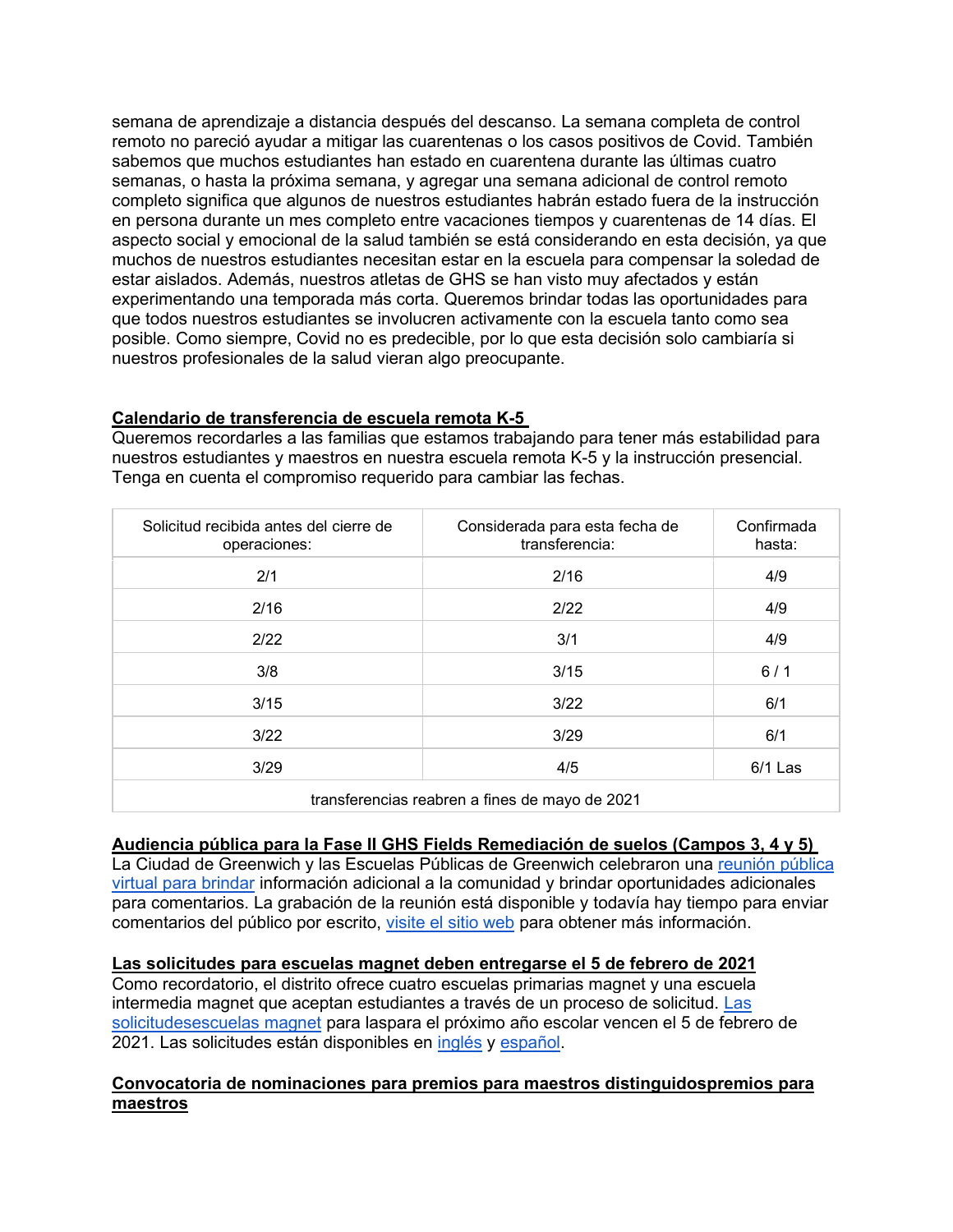semana de aprendizaje a distancia después del descanso. La semana completa de control remoto no pareció ayudar a mitigar las cuarentenas o los casos positivos de Covid. También sabemos que muchos estudiantes han estado en cuarentena durante las últimas cuatro semanas, o hasta la próxima semana, y agregar una semana adicional de control remoto completo significa que algunos de nuestros estudiantes habrán estado fuera de la instrucción en persona durante un mes completo entre vacaciones tiempos y cuarentenas de 14 días. El aspecto social y emocional de la salud también se está considerando en esta decisión, ya que muchos de nuestros estudiantes necesitan estar en la escuela para compensar la soledad de estar aislados. Además, nuestros atletas de GHS se han visto muy afectados y están experimentando una temporada más corta. Queremos brindar todas las oportunidades para que todos nuestros estudiantes se involucren activamente con la escuela tanto como sea posible. Como siempre, Covid no es predecible, por lo que esta decisión solo cambiaría si nuestros profesionales de la salud vieran algo preocupante.

**Calendario de transferencia de escuela remota K-5**

Queremos recordarles a las familias que estamos trabajando para tener más estabilidad para nuestros estudiantes y maestros en nuestra escuela remota K-5 y la instrucción presencial. Tenga en cuenta el compromiso requerido para cambiar las fechas.

| Solicitud recibida antes del cierre de operaciones: | Considerada para esta fecha de transferencia: | Confirmada hasta: |
|---|---|---|
| 2/1 | 2/16 | 4/9 |
| 2/16 | 2/22 | 4/9 |
| 2/22 | 3/1 | 4/9 |
| 3/8 | 3/15 | 6 / 1 |
| 3/15 | 3/22 | 6/1 |
| 3/22 | 3/29 | 6/1 |
| 3/29 | 4/5 | 6/1 Las |
| transferencias reabren a fines de mayo de 2021 | | |

**Audiencia pública para la Fase II GHS Fields Remediación de suelos (Campos 3, 4 y 5)**

La Ciudad de Greenwich y las Escuelas Públicas de Greenwich celebraron una reunión pública virtual para brindar información adicional a la comunidad y brindar oportunidades adicionales para comentarios. La grabación de la reunión está disponible y todavía hay tiempo para enviar comentarios del público por escrito, visite el sitio web para obtener más información.

**Las solicitudes para escuelas magnet deben entregarse el 5 de febrero de 2021**

Como recordatorio, el distrito ofrece cuatro escuelas primarias magnet y una escuela intermedia magnet que aceptan estudiantes a través de un proceso de solicitud. Las solicitudesescuelas magnet para laspara el próximo año escolar vencen el 5 de febrero de 2021. Las solicitudes están disponibles en inglés y español.

**Convocatoria de nominaciones para premios para maestros distinguidospremios para maestros**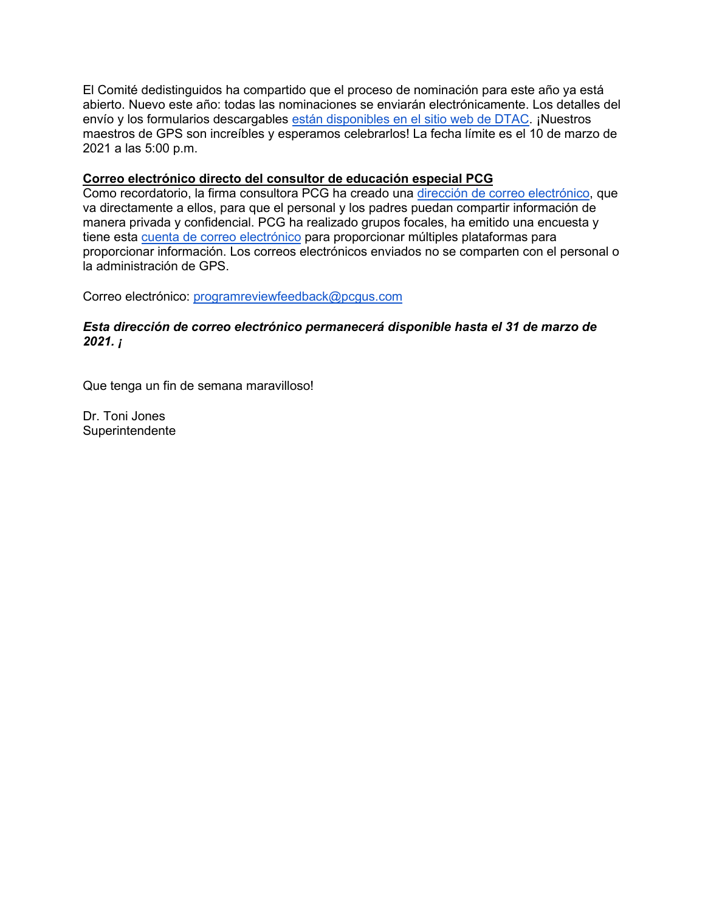El Comité dedistinguidos ha compartido que el proceso de nominación para este año ya está abierto. Nuevo este año: todas las nominaciones se enviarán electrónicamente. Los detalles del envío y los formularios descargables están disponibles en el sitio web de DTAC. ¡Nuestros maestros de GPS son increíbles y esperamos celebrarlos! La fecha límite es el 10 de marzo de 2021 a las 5:00 p.m.

**Correo electrónico directo del consultor de educación especial PCG**

Como recordatorio, la firma consultora PCG ha creado una dirección de correo electrónico, que va directamente a ellos, para que el personal y los padres puedan compartir información de manera privada y confidencial. PCG ha realizado grupos focales, ha emitido una encuesta y tiene esta cuenta de correo electrónico para proporcionar múltiples plataformas para proporcionar información. Los correos electrónicos enviados no se comparten con el personal o la administración de GPS.

Correo electrónico: programreviewfeedback@pcgus.com

***Esta dirección de correo electrónico permanecerá disponible hasta el 31 de marzo de 2021. ¡***

Que tenga un fin de semana maravilloso!

Dr. Toni Jones
Superintendente